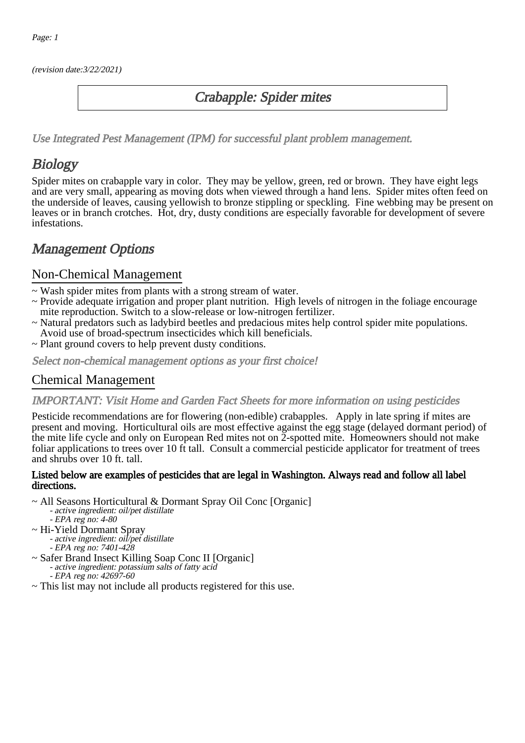(revision date:3/22/2021)

# Crabapple: Spider mites

*Use Integrated Pest Management (IPM) for successful plant problem management.*

## Biology

Spider mites on crabapple vary in color. They may be yellow, green, red or brown. They have eight legs and are very small, appearing as moving dots when viewed through a hand lens. Spider mites often feed on the underside of leaves, causing yellowish to bronze stippling or speckling. Fine webbing may be present on leaves or in branch crotches. Hot, dry, dusty conditions are especially favorable for development of severe infestations.

## Management Options

### Non-Chemical Management

~ Wash spider mites from plants with a strong stream of water.
~ Provide adequate irrigation and proper plant nutrition. High levels of nitrogen in the foliage encourage mite reproduction. Switch to a slow-release or low-nitrogen fertilizer.
~ Natural predators such as ladybird beetles and predacious mites help control spider mite populations. Avoid use of broad-spectrum insecticides which kill beneficials.
~ Plant ground covers to help prevent dusty conditions.

*Select non-chemical management options as your first choice!*

### Chemical Management

*IMPORTANT: Visit Home and Garden Fact Sheets for more information on using pesticides*

Pesticide recommendations are for flowering (non-edible) crabapples. Apply in late spring if mites are present and moving. Horticultural oils are most effective against the egg stage (delayed dormant period) of the mite life cycle and only on European Red mites not on 2-spotted mite. Homeowners should not make foliar applications to trees over 10 ft tall. Consult a commercial pesticide applicator for treatment of trees and shrubs over 10 ft. tall.

**Listed below are examples of pesticides that are legal in Washington. Always read and follow all label directions.**

~ All Seasons Horticultural & Dormant Spray Oil Conc [Organic]
  - *active ingredient: oil/pet distillate*
  - *EPA reg no: 4-80*
~ Hi-Yield Dormant Spray
  - *active ingredient: oil/pet distillate*
  - *EPA reg no: 7401-428*
~ Safer Brand Insect Killing Soap Conc II [Organic]
  - *active ingredient: potassium salts of fatty acid*
  - *EPA reg no: 42697-60*
~ This list may not include all products registered for this use.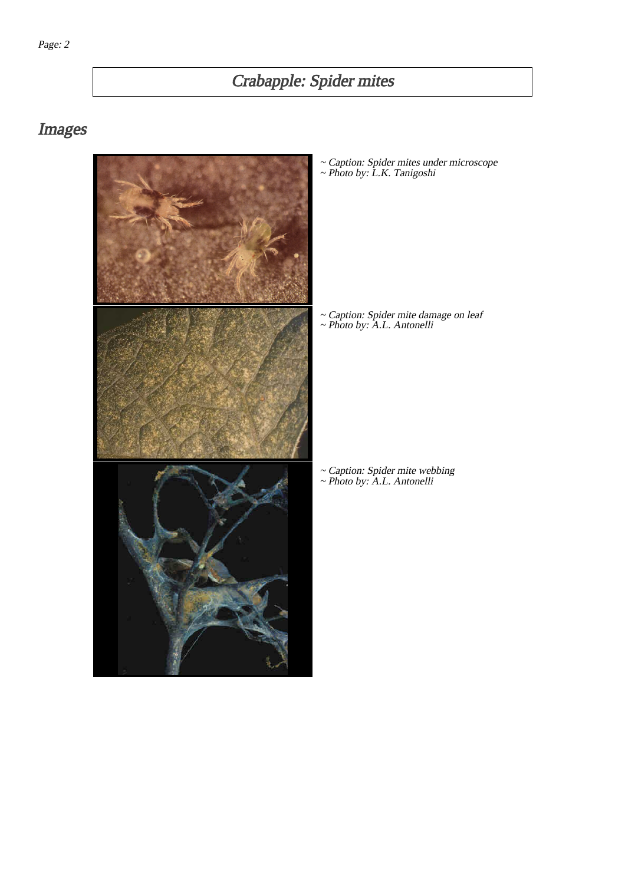# Crabapple: Spider mites

## Images

~ Caption: Spider mites under microscope
~ Photo by: L.K. Tanigoshi

~ Caption: Spider mite damage on leaf
~ Photo by: A.L. Antonelli

~ Caption: Spider mite webbing
~ Photo by: A.L. Antonelli